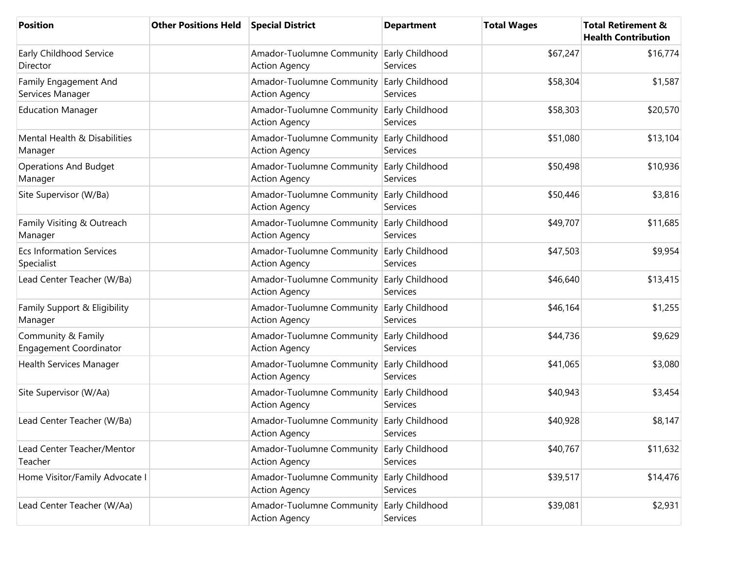| Position | Other Positions Held | Special District | Department | Total Wages | Total Retirement & Health Contribution |
| --- | --- | --- | --- | --- | --- |
| Early Childhood Service Director | | Amador-Tuolumne Community Action Agency | Early Childhood Services | $67,247 | $16,774 |
| Family Engagement And Services Manager | | Amador-Tuolumne Community Action Agency | Early Childhood Services | $58,304 | $1,587 |
| Education Manager | | Amador-Tuolumne Community Action Agency | Early Childhood Services | $58,303 | $20,570 |
| Mental Health & Disabilities Manager | | Amador-Tuolumne Community Action Agency | Early Childhood Services | $51,080 | $13,104 |
| Operations And Budget Manager | | Amador-Tuolumne Community Action Agency | Early Childhood Services | $50,498 | $10,936 |
| Site Supervisor (W/Ba) | | Amador-Tuolumne Community Action Agency | Early Childhood Services | $50,446 | $3,816 |
| Family Visiting & Outreach Manager | | Amador-Tuolumne Community Action Agency | Early Childhood Services | $49,707 | $11,685 |
| Ecs Information Services Specialist | | Amador-Tuolumne Community Action Agency | Early Childhood Services | $47,503 | $9,954 |
| Lead Center Teacher (W/Ba) | | Amador-Tuolumne Community Action Agency | Early Childhood Services | $46,640 | $13,415 |
| Family Support & Eligibility Manager | | Amador-Tuolumne Community Action Agency | Early Childhood Services | $46,164 | $1,255 |
| Community & Family Engagement Coordinator | | Amador-Tuolumne Community Action Agency | Early Childhood Services | $44,736 | $9,629 |
| Health Services Manager | | Amador-Tuolumne Community Action Agency | Early Childhood Services | $41,065 | $3,080 |
| Site Supervisor (W/Aa) | | Amador-Tuolumne Community Action Agency | Early Childhood Services | $40,943 | $3,454 |
| Lead Center Teacher (W/Ba) | | Amador-Tuolumne Community Action Agency | Early Childhood Services | $40,928 | $8,147 |
| Lead Center Teacher/Mentor Teacher | | Amador-Tuolumne Community Action Agency | Early Childhood Services | $40,767 | $11,632 |
| Home Visitor/Family Advocate I | | Amador-Tuolumne Community Action Agency | Early Childhood Services | $39,517 | $14,476 |
| Lead Center Teacher (W/Aa) | | Amador-Tuolumne Community Action Agency | Early Childhood Services | $39,081 | $2,931 |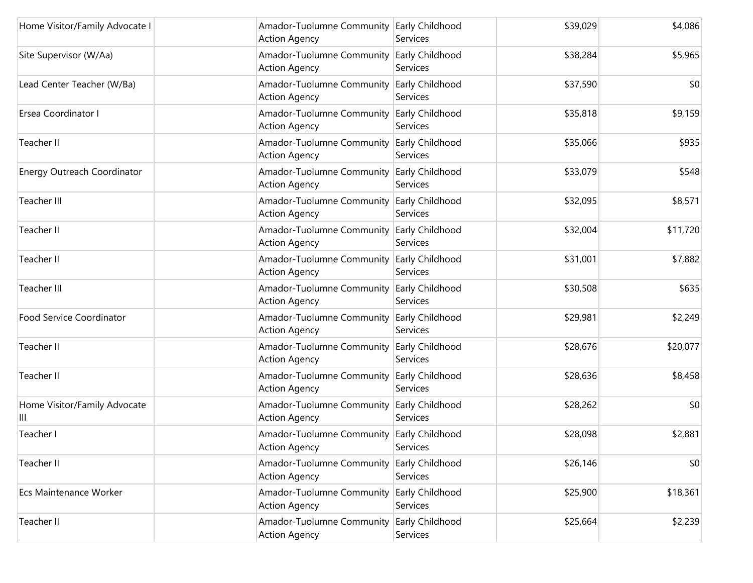| | | | | | |
|---|---|---|---|---|---|
| Home Visitor/Family Advocate I | | Amador-Tuolumne Community Action Agency | Early Childhood Services | $39,029 | $4,086 |
| Site Supervisor (W/Aa) | | Amador-Tuolumne Community Action Agency | Early Childhood Services | $38,284 | $5,965 |
| Lead Center Teacher (W/Ba) | | Amador-Tuolumne Community Action Agency | Early Childhood Services | $37,590 | $0 |
| Ersea Coordinator I | | Amador-Tuolumne Community Action Agency | Early Childhood Services | $35,818 | $9,159 |
| Teacher II | | Amador-Tuolumne Community Action Agency | Early Childhood Services | $35,066 | $935 |
| Energy Outreach Coordinator | | Amador-Tuolumne Community Action Agency | Early Childhood Services | $33,079 | $548 |
| Teacher III | | Amador-Tuolumne Community Action Agency | Early Childhood Services | $32,095 | $8,571 |
| Teacher II | | Amador-Tuolumne Community Action Agency | Early Childhood Services | $32,004 | $11,720 |
| Teacher II | | Amador-Tuolumne Community Action Agency | Early Childhood Services | $31,001 | $7,882 |
| Teacher III | | Amador-Tuolumne Community Action Agency | Early Childhood Services | $30,508 | $635 |
| Food Service Coordinator | | Amador-Tuolumne Community Action Agency | Early Childhood Services | $29,981 | $2,249 |
| Teacher II | | Amador-Tuolumne Community Action Agency | Early Childhood Services | $28,676 | $20,077 |
| Teacher II | | Amador-Tuolumne Community Action Agency | Early Childhood Services | $28,636 | $8,458 |
| Home Visitor/Family Advocate III | | Amador-Tuolumne Community Action Agency | Early Childhood Services | $28,262 | $0 |
| Teacher I | | Amador-Tuolumne Community Action Agency | Early Childhood Services | $28,098 | $2,881 |
| Teacher II | | Amador-Tuolumne Community Action Agency | Early Childhood Services | $26,146 | $0 |
| Ecs Maintenance Worker | | Amador-Tuolumne Community Action Agency | Early Childhood Services | $25,900 | $18,361 |
| Teacher II | | Amador-Tuolumne Community Action Agency | Early Childhood Services | $25,664 | $2,239 |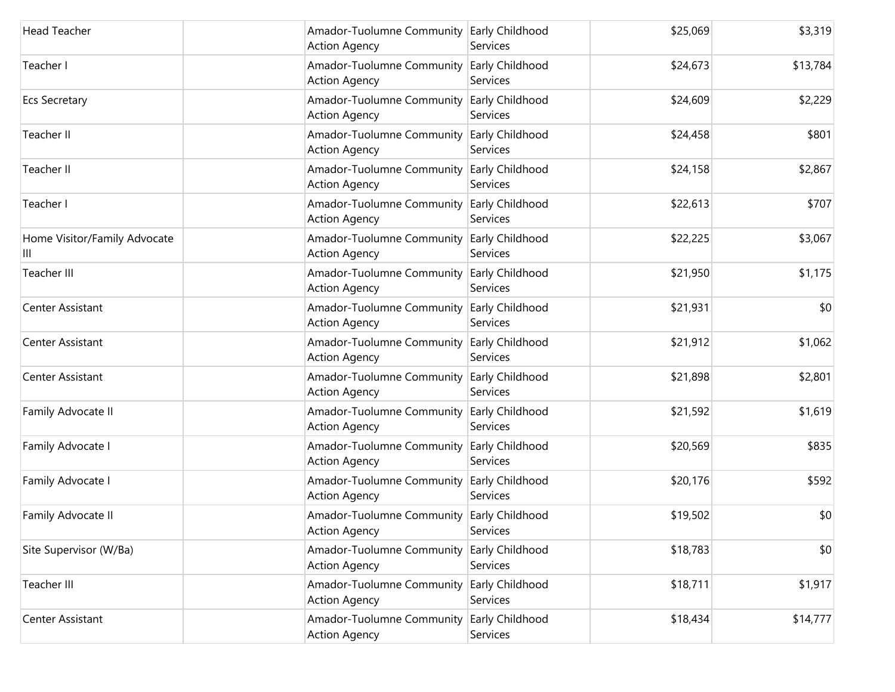| | | | | | |
|---|---|---|---|---|---|
| Head Teacher | | Amador-Tuolumne Community Action Agency | Early Childhood Services | $25,069 | $3,319 |
| Teacher I | | Amador-Tuolumne Community Action Agency | Early Childhood Services | $24,673 | $13,784 |
| Ecs Secretary | | Amador-Tuolumne Community Action Agency | Early Childhood Services | $24,609 | $2,229 |
| Teacher II | | Amador-Tuolumne Community Action Agency | Early Childhood Services | $24,458 | $801 |
| Teacher II | | Amador-Tuolumne Community Action Agency | Early Childhood Services | $24,158 | $2,867 |
| Teacher I | | Amador-Tuolumne Community Action Agency | Early Childhood Services | $22,613 | $707 |
| Home Visitor/Family Advocate III | | Amador-Tuolumne Community Action Agency | Early Childhood Services | $22,225 | $3,067 |
| Teacher III | | Amador-Tuolumne Community Action Agency | Early Childhood Services | $21,950 | $1,175 |
| Center Assistant | | Amador-Tuolumne Community Action Agency | Early Childhood Services | $21,931 | $0 |
| Center Assistant | | Amador-Tuolumne Community Action Agency | Early Childhood Services | $21,912 | $1,062 |
| Center Assistant | | Amador-Tuolumne Community Action Agency | Early Childhood Services | $21,898 | $2,801 |
| Family Advocate II | | Amador-Tuolumne Community Action Agency | Early Childhood Services | $21,592 | $1,619 |
| Family Advocate I | | Amador-Tuolumne Community Action Agency | Early Childhood Services | $20,569 | $835 |
| Family Advocate I | | Amador-Tuolumne Community Action Agency | Early Childhood Services | $20,176 | $592 |
| Family Advocate II | | Amador-Tuolumne Community Action Agency | Early Childhood Services | $19,502 | $0 |
| Site Supervisor (W/Ba) | | Amador-Tuolumne Community Action Agency | Early Childhood Services | $18,783 | $0 |
| Teacher III | | Amador-Tuolumne Community Action Agency | Early Childhood Services | $18,711 | $1,917 |
| Center Assistant | | Amador-Tuolumne Community Action Agency | Early Childhood Services | $18,434 | $14,777 |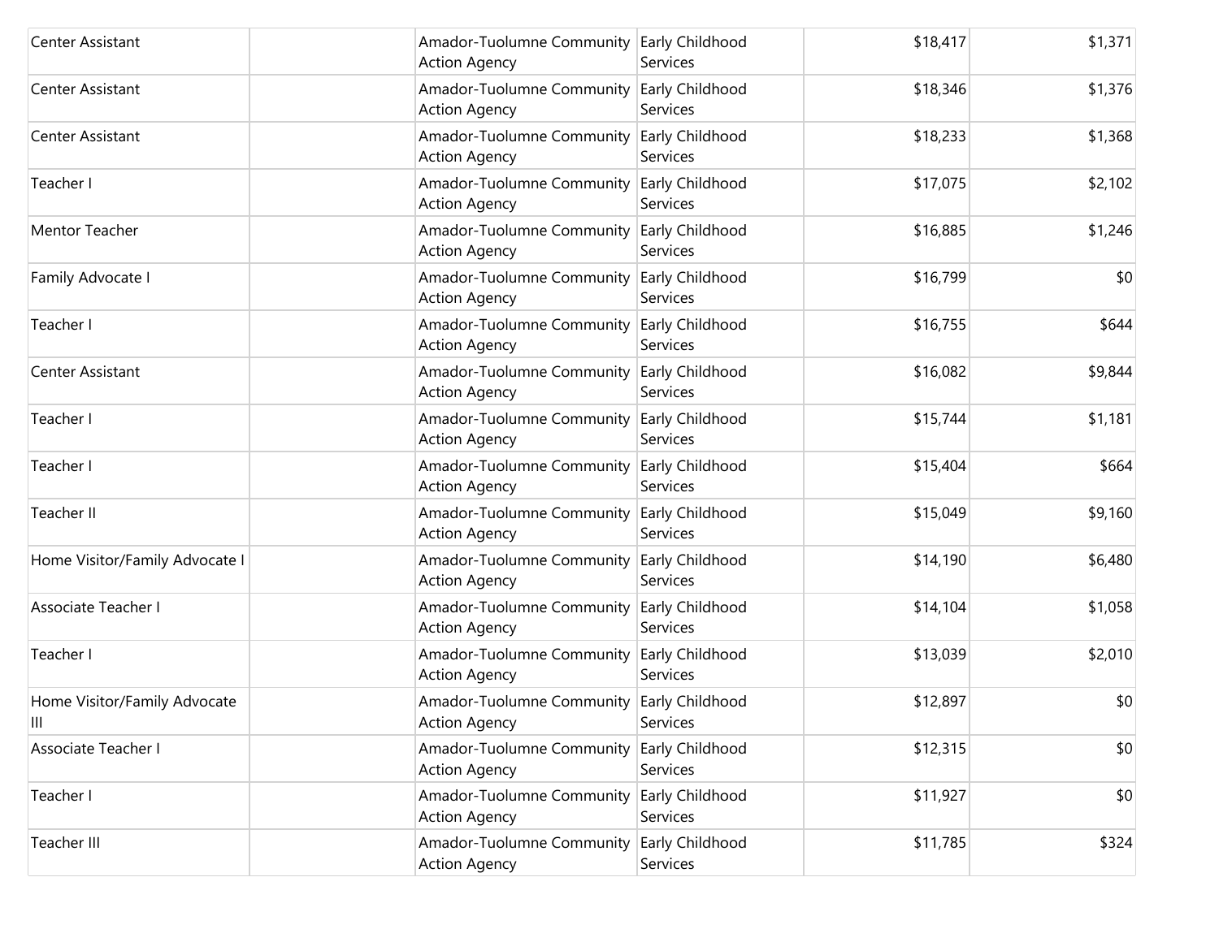| | | | | | |
|---|---|---|---|---|---|
| Center Assistant | | Amador-Tuolumne Community Action Agency | Early Childhood Services | $18,417 | $1,371 |
| Center Assistant | | Amador-Tuolumne Community Action Agency | Early Childhood Services | $18,346 | $1,376 |
| Center Assistant | | Amador-Tuolumne Community Action Agency | Early Childhood Services | $18,233 | $1,368 |
| Teacher I | | Amador-Tuolumne Community Action Agency | Early Childhood Services | $17,075 | $2,102 |
| Mentor Teacher | | Amador-Tuolumne Community Action Agency | Early Childhood Services | $16,885 | $1,246 |
| Family Advocate I | | Amador-Tuolumne Community Action Agency | Early Childhood Services | $16,799 | $0 |
| Teacher I | | Amador-Tuolumne Community Action Agency | Early Childhood Services | $16,755 | $644 |
| Center Assistant | | Amador-Tuolumne Community Action Agency | Early Childhood Services | $16,082 | $9,844 |
| Teacher I | | Amador-Tuolumne Community Action Agency | Early Childhood Services | $15,744 | $1,181 |
| Teacher I | | Amador-Tuolumne Community Action Agency | Early Childhood Services | $15,404 | $664 |
| Teacher II | | Amador-Tuolumne Community Action Agency | Early Childhood Services | $15,049 | $9,160 |
| Home Visitor/Family Advocate I | | Amador-Tuolumne Community Action Agency | Early Childhood Services | $14,190 | $6,480 |
| Associate Teacher I | | Amador-Tuolumne Community Action Agency | Early Childhood Services | $14,104 | $1,058 |
| Teacher I | | Amador-Tuolumne Community Action Agency | Early Childhood Services | $13,039 | $2,010 |
| Home Visitor/Family Advocate III | | Amador-Tuolumne Community Action Agency | Early Childhood Services | $12,897 | $0 |
| Associate Teacher I | | Amador-Tuolumne Community Action Agency | Early Childhood Services | $12,315 | $0 |
| Teacher I | | Amador-Tuolumne Community Action Agency | Early Childhood Services | $11,927 | $0 |
| Teacher III | | Amador-Tuolumne Community Action Agency | Early Childhood Services | $11,785 | $324 |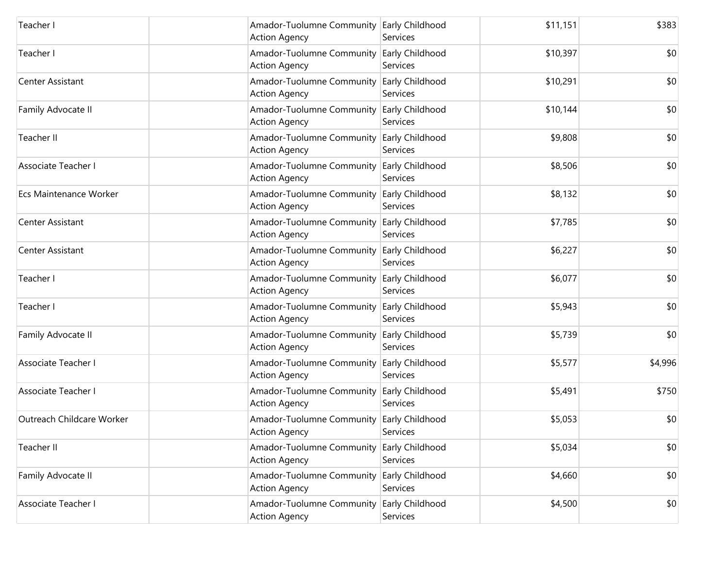| | | | | | |
|---|---|---|---|---|---|
| Teacher I | | Amador-Tuolumne Community Action Agency | Early Childhood Services | $11,151 | $383 |
| Teacher I | | Amador-Tuolumne Community Action Agency | Early Childhood Services | $10,397 | $0 |
| Center Assistant | | Amador-Tuolumne Community Action Agency | Early Childhood Services | $10,291 | $0 |
| Family Advocate II | | Amador-Tuolumne Community Action Agency | Early Childhood Services | $10,144 | $0 |
| Teacher II | | Amador-Tuolumne Community Action Agency | Early Childhood Services | $9,808 | $0 |
| Associate Teacher I | | Amador-Tuolumne Community Action Agency | Early Childhood Services | $8,506 | $0 |
| Ecs Maintenance Worker | | Amador-Tuolumne Community Action Agency | Early Childhood Services | $8,132 | $0 |
| Center Assistant | | Amador-Tuolumne Community Action Agency | Early Childhood Services | $7,785 | $0 |
| Center Assistant | | Amador-Tuolumne Community Action Agency | Early Childhood Services | $6,227 | $0 |
| Teacher I | | Amador-Tuolumne Community Action Agency | Early Childhood Services | $6,077 | $0 |
| Teacher I | | Amador-Tuolumne Community Action Agency | Early Childhood Services | $5,943 | $0 |
| Family Advocate II | | Amador-Tuolumne Community Action Agency | Early Childhood Services | $5,739 | $0 |
| Associate Teacher I | | Amador-Tuolumne Community Action Agency | Early Childhood Services | $5,577 | $4,996 |
| Associate Teacher I | | Amador-Tuolumne Community Action Agency | Early Childhood Services | $5,491 | $750 |
| Outreach Childcare Worker | | Amador-Tuolumne Community Action Agency | Early Childhood Services | $5,053 | $0 |
| Teacher II | | Amador-Tuolumne Community Action Agency | Early Childhood Services | $5,034 | $0 |
| Family Advocate II | | Amador-Tuolumne Community Action Agency | Early Childhood Services | $4,660 | $0 |
| Associate Teacher I | | Amador-Tuolumne Community Action Agency | Early Childhood Services | $4,500 | $0 |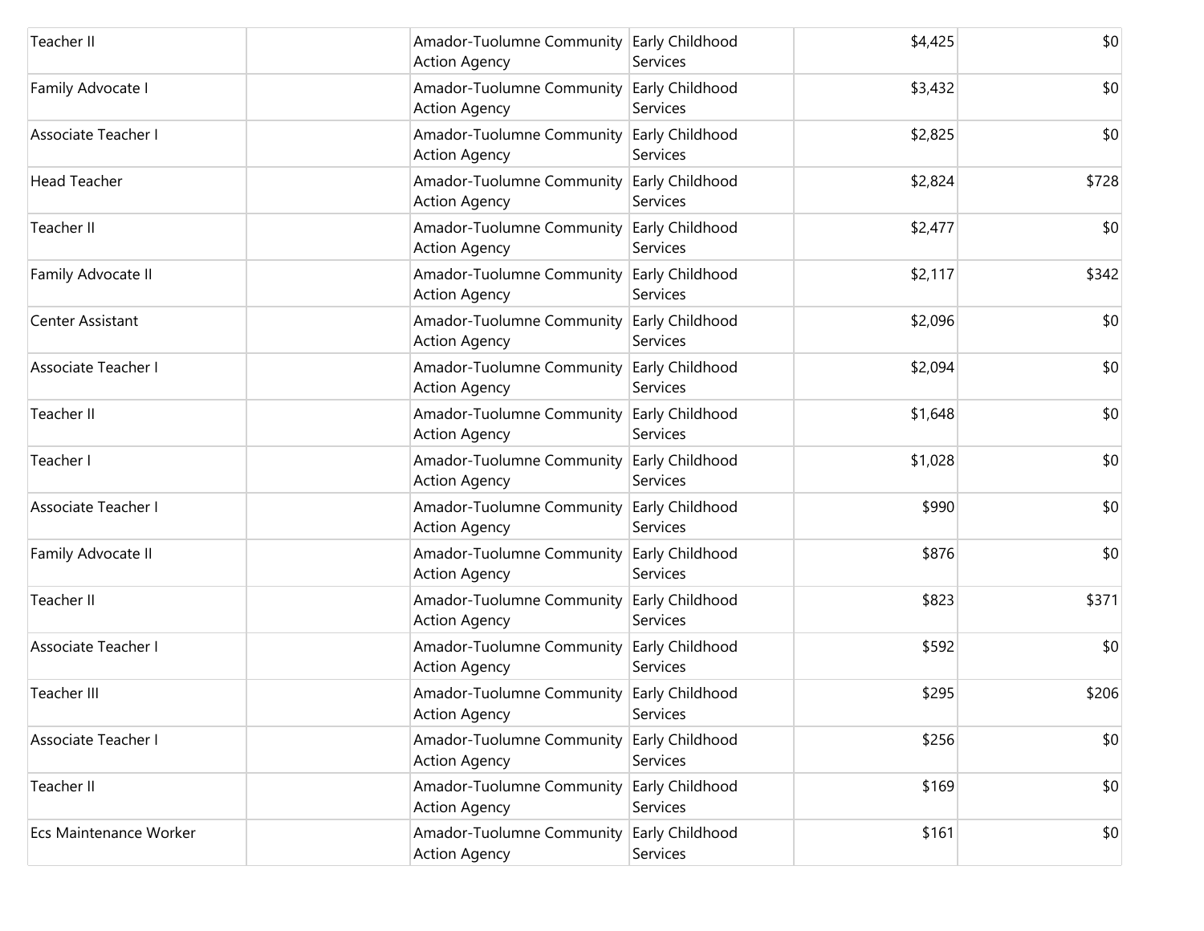| | | | | | |
|---|---|---|---|---|---|
| Teacher II | | Amador-Tuolumne Community Action Agency | Early Childhood Services | $4,425 | $0 |
| Family Advocate I | | Amador-Tuolumne Community Action Agency | Early Childhood Services | $3,432 | $0 |
| Associate Teacher I | | Amador-Tuolumne Community Action Agency | Early Childhood Services | $2,825 | $0 |
| Head Teacher | | Amador-Tuolumne Community Action Agency | Early Childhood Services | $2,824 | $728 |
| Teacher II | | Amador-Tuolumne Community Action Agency | Early Childhood Services | $2,477 | $0 |
| Family Advocate II | | Amador-Tuolumne Community Action Agency | Early Childhood Services | $2,117 | $342 |
| Center Assistant | | Amador-Tuolumne Community Action Agency | Early Childhood Services | $2,096 | $0 |
| Associate Teacher I | | Amador-Tuolumne Community Action Agency | Early Childhood Services | $2,094 | $0 |
| Teacher II | | Amador-Tuolumne Community Action Agency | Early Childhood Services | $1,648 | $0 |
| Teacher I | | Amador-Tuolumne Community Action Agency | Early Childhood Services | $1,028 | $0 |
| Associate Teacher I | | Amador-Tuolumne Community Action Agency | Early Childhood Services | $990 | $0 |
| Family Advocate II | | Amador-Tuolumne Community Action Agency | Early Childhood Services | $876 | $0 |
| Teacher II | | Amador-Tuolumne Community Action Agency | Early Childhood Services | $823 | $371 |
| Associate Teacher I | | Amador-Tuolumne Community Action Agency | Early Childhood Services | $592 | $0 |
| Teacher III | | Amador-Tuolumne Community Action Agency | Early Childhood Services | $295 | $206 |
| Associate Teacher I | | Amador-Tuolumne Community Action Agency | Early Childhood Services | $256 | $0 |
| Teacher II | | Amador-Tuolumne Community Action Agency | Early Childhood Services | $169 | $0 |
| Ecs Maintenance Worker | | Amador-Tuolumne Community Action Agency | Early Childhood Services | $161 | $0 |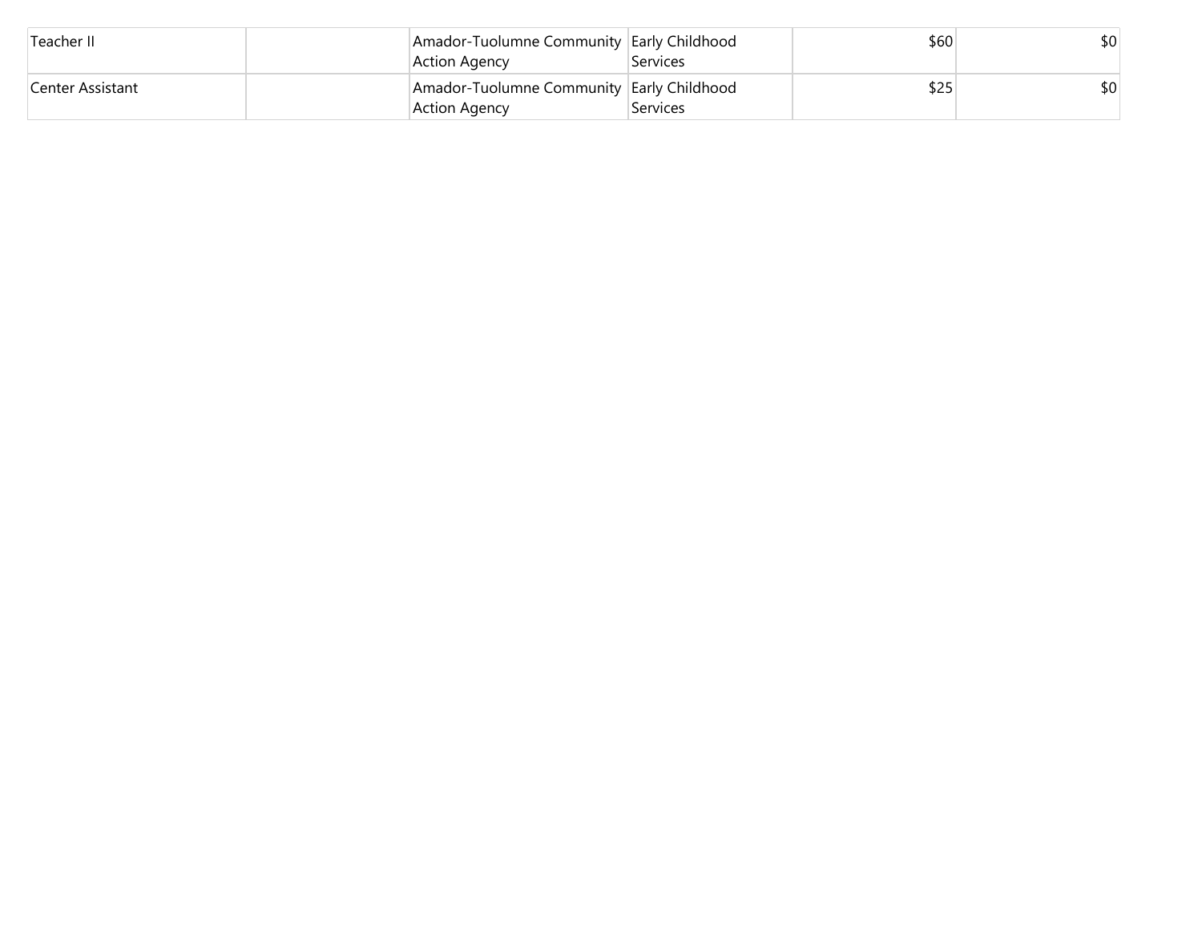| | | | | | |
|---|---|---|---|---|---|
| Teacher II | | Amador-Tuolumne Community Action Agency | Early Childhood Services | $60 | $0 |
| Center Assistant | | Amador-Tuolumne Community Action Agency | Early Childhood Services | $25 | $0 |